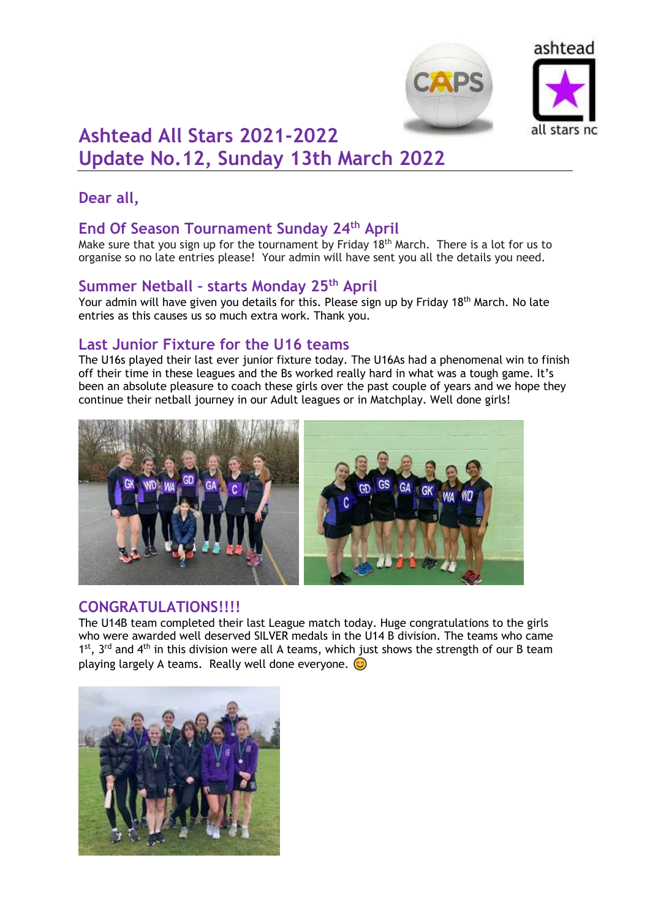# Ashtead All Stars 2021-2022
# Update No.12, Sunday 13th March 2022

## Dear all,

## End Of Season Tournament Sunday 24th April

Make sure that you sign up for the tournament by Friday 18th March. There is a lot for us to organise so no late entries please! Your admin will have sent you all the details you need.

## Summer Netball – starts Monday 25th April

Your admin will have given you details for this. Please sign up by Friday 18th March. No late entries as this causes us so much extra work. Thank you.

## Last Junior Fixture for the U16 teams

The U16s played their last ever junior fixture today. The U16As had a phenomenal win to finish off their time in these leagues and the Bs worked really hard in what was a tough game. It's been an absolute pleasure to coach these girls over the past couple of years and we hope they continue their netball journey in our Adult leagues or in Matchplay. Well done girls!

## CONGRATULATIONS!!!!

The U14B team completed their last League match today. Huge congratulations to the girls who were awarded well deserved SILVER medals in the U14 B division. The teams who came 1st, 3rd and 4th in this division were all A teams, which just shows the strength of our B team playing largely A teams. Really well done everyone. 😊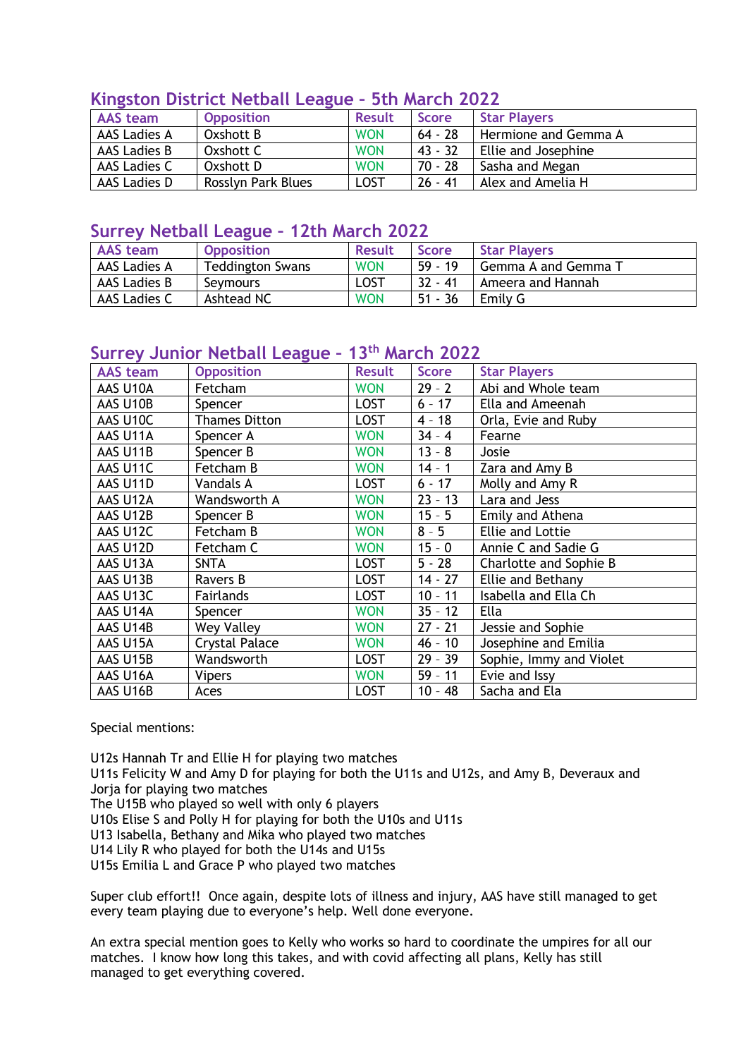## Kingston District Netball League – 5th March 2022

| AAS team | Opposition | Result | Score | Star Players |
|---|---|---|---|---|
| AAS Ladies A | Oxshott B | WON | 64 - 28 | Hermione and Gemma A |
| AAS Ladies B | Oxshott C | WON | 43 - 32 | Ellie and Josephine |
| AAS Ladies C | Oxshott D | WON | 70 - 28 | Sasha and Megan |
| AAS Ladies D | Rosslyn Park Blues | LOST | 26 - 41 | Alex and Amelia H |

## Surrey Netball League – 12th March 2022

| AAS team | Opposition | Result | Score | Star Players |
|---|---|---|---|---|
| AAS Ladies A | Teddington Swans | WON | 59 - 19 | Gemma A and Gemma T |
| AAS Ladies B | Seymours | LOST | 32 - 41 | Ameera and Hannah |
| AAS Ladies C | Ashtead NC | WON | 51 - 36 | Emily G |

## Surrey Junior Netball League – 13th March 2022

| AAS team | Opposition | Result | Score | Star Players |
|---|---|---|---|---|
| AAS U10A | Fetcham | WON | 29 – 2 | Abi and Whole team |
| AAS U10B | Spencer | LOST | 6 - 17 | Ella and Ameenah |
| AAS U10C | Thames Ditton | LOST | 4 – 18 | Orla, Evie and Ruby |
| AAS U11A | Spencer A | WON | 34 - 4 | Fearne |
| AAS U11B | Spencer B | WON | 13 - 8 | Josie |
| AAS U11C | Fetcham B | WON | 14 - 1 | Zara and Amy B |
| AAS U11D | Vandals A | LOST | 6 - 17 | Molly and Amy R |
| AAS U12A | Wandsworth A | WON | 23 - 13 | Lara and Jess |
| AAS U12B | Spencer B | WON | 15 - 5 | Emily and Athena |
| AAS U12C | Fetcham B | WON | 8 - 5 | Ellie and Lottie |
| AAS U12D | Fetcham C | WON | 15 - 0 | Annie C and Sadie G |
| AAS U13A | SNTA | LOST | 5 - 28 | Charlotte and Sophie B |
| AAS U13B | Ravers B | LOST | 14 - 27 | Ellie and Bethany |
| AAS U13C | Fairlands | LOST | 10 - 11 | Isabella and Ella Ch |
| AAS U14A | Spencer | WON | 35 - 12 | Ella |
| AAS U14B | Wey Valley | WON | 27 - 21 | Jessie and Sophie |
| AAS U15A | Crystal Palace | WON | 46 - 10 | Josephine and Emilia |
| AAS U15B | Wandsworth | LOST | 29 - 39 | Sophie, Immy and Violet |
| AAS U16A | Vipers | WON | 59 - 11 | Evie and Issy |
| AAS U16B | Aces | LOST | 10 - 48 | Sacha and Ela |

Special mentions:

U12s Hannah Tr and Ellie H for playing two matches
U11s Felicity W and Amy D for playing for both the U11s and U12s, and Amy B, Deveraux and Jorja for playing two matches
The U15B who played so well with only 6 players
U10s Elise S and Polly H for playing for both the U10s and U11s
U13 Isabella, Bethany and Mika who played two matches
U14 Lily R who played for both the U14s and U15s
U15s Emilia L and Grace P who played two matches

Super club effort!! Once again, despite lots of illness and injury, AAS have still managed to get every team playing due to everyone's help. Well done everyone.

An extra special mention goes to Kelly who works so hard to coordinate the umpires for all our matches. I know how long this takes, and with covid affecting all plans, Kelly has still managed to get everything covered.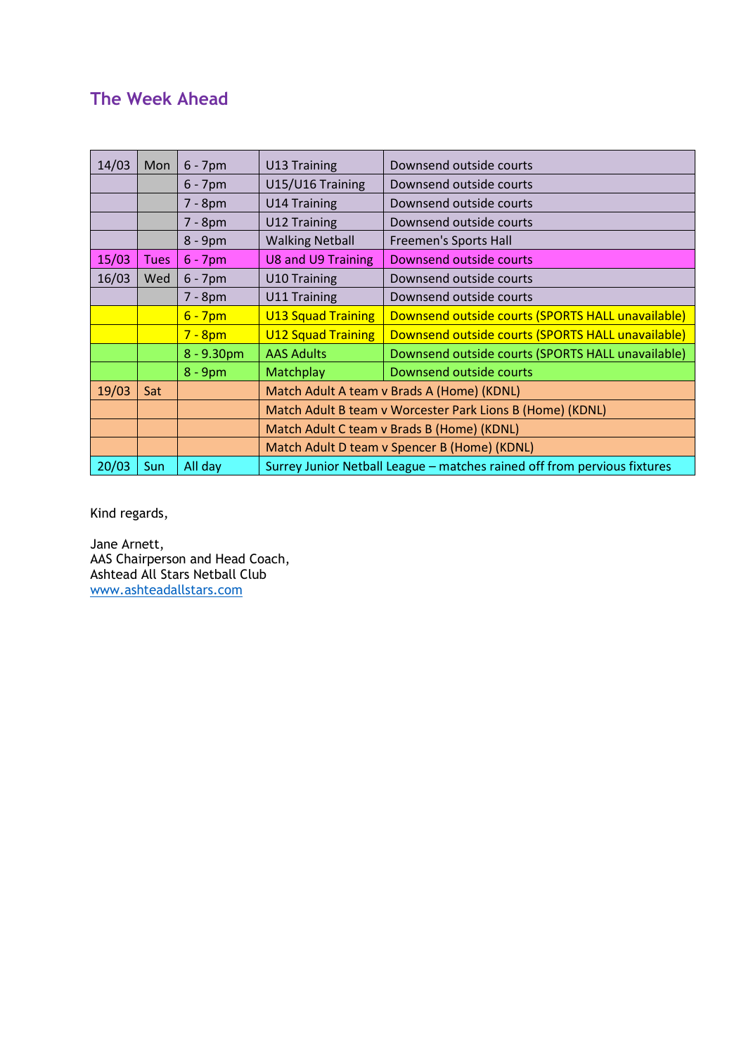## The Week Ahead

| | | | | |
|---|---|---|---|---|
| 14/03 | Mon | 6 - 7pm | U13 Training | Downsend outside courts |
| | | 6 - 7pm | U15/U16 Training | Downsend outside courts |
| | | 7 - 8pm | U14 Training | Downsend outside courts |
| | | 7 - 8pm | U12 Training | Downsend outside courts |
| | | 8 - 9pm | Walking Netball | Freemen's Sports Hall |
| 15/03 | Tues | 6 - 7pm | U8 and U9 Training | Downsend outside courts |
| 16/03 | Wed | 6 - 7pm | U10 Training | Downsend outside courts |
| | | 7 - 8pm | U11 Training | Downsend outside courts |
| | | 6 - 7pm | U13 Squad Training | Downsend outside courts (SPORTS HALL unavailable) |
| | | 7 - 8pm | U12 Squad Training | Downsend outside courts (SPORTS HALL unavailable) |
| | | 8 - 9.30pm | AAS Adults | Downsend outside courts (SPORTS HALL unavailable) |
| | | 8 - 9pm | Matchplay | Downsend outside courts |
| 19/03 | Sat | | Match Adult A team v Brads A (Home) (KDNL) | |
| | | | Match Adult B team v Worcester Park Lions B (Home) (KDNL) | |
| | | | Match Adult C team v Brads B (Home) (KDNL) | |
| | | | Match Adult D team v Spencer B (Home) (KDNL) | |
| 20/03 | Sun | All day | Surrey Junior Netball League – matches rained off from pervious fixtures | |

Kind regards,

Jane Arnett,
AAS Chairperson and Head Coach,
Ashtead All Stars Netball Club
www.ashteadallstars.com